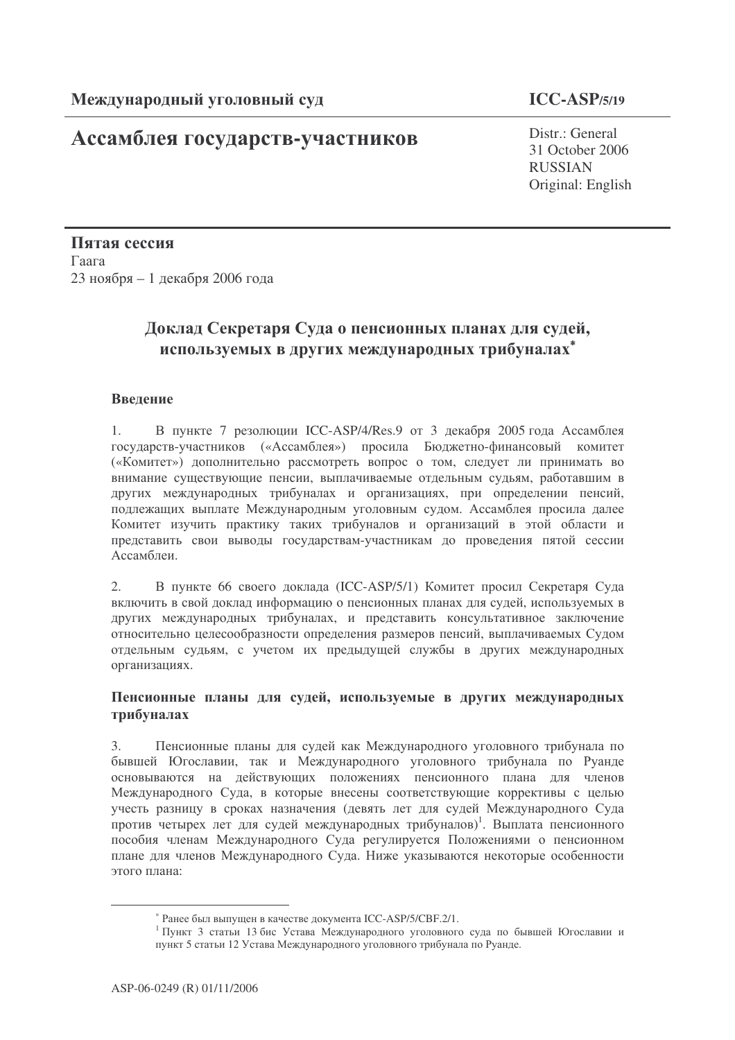**Международный уголовный суд** **ICC-ASP/5/19**

# Ассамблея государств-участников

Distr.: General
31 October 2006
RUSSIAN
Original: English

**Пятая сессия**
Гаага
23 ноября – 1 декабря 2006 года

## Доклад Секретаря Суда о пенсионных планах для судей, используемых в других международных трибуналах*

### Введение

1. В пункте 7 резолюции ICC-ASP/4/Res.9 от 3 декабря 2005 года Ассамблея государств-участников («Ассамблея») просила Бюджетно-финансовый комитет («Комитет») дополнительно рассмотреть вопрос о том, следует ли принимать во внимание существующие пенсии, выплачиваемые отдельным судьям, работавшим в других международных трибуналах и организациях, при определении пенсий, подлежащих выплате Международным уголовным судом. Ассамблея просила далее Комитет изучить практику таких трибуналов и организаций в этой области и представить свои выводы государствам-участникам до проведения пятой сессии Ассамблеи.

2. В пункте 66 своего доклада (ICC-ASP/5/1) Комитет просил Секретаря Суда включить в свой доклад информацию о пенсионных планах для судей, используемых в других международных трибуналах, и представить консультативное заключение относительно целесообразности определения размеров пенсий, выплачиваемых Судом отдельным судьям, с учетом их предыдущей службы в других международных организациях.

### Пенсионные планы для судей, используемые в других международных трибуналах

3. Пенсионные планы для судей как Международного уголовного трибунала по бывшей Югославии, так и Международного уголовного трибунала по Руанде основываются на действующих положениях пенсионного плана для членов Международного Суда, в которые внесены соответствующие коррективы с целью учесть разницу в сроках назначения (девять лет для судей Международного Суда против четырех лет для судей международных трибуналов)[1]. Выплата пенсионного пособия членам Международного Суда регулируется Положениями о пенсионном плане для членов Международного Суда. Ниже указываются некоторые особенности этого плана:

---

* Ранее был выпущен в качестве документа ICC-ASP/5/CBF.2/1.

[1] Пункт 3 статьи 13 бис Устава Международного уголовного суда по бывшей Югославии и пункт 5 статьи 12 Устава Международного уголовного трибунала по Руанде.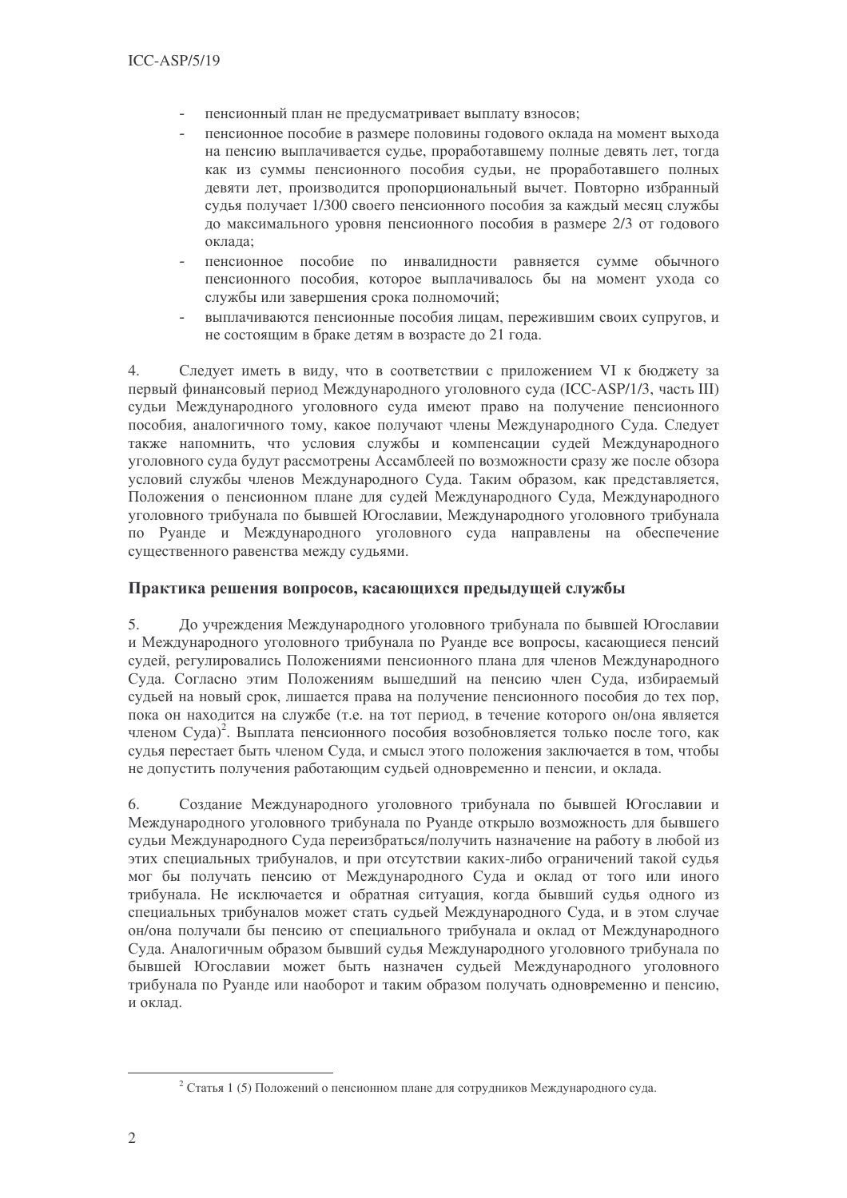- пенсионный план не предусматривает выплату взносов;
- пенсионное пособие в размере половины годового оклада на момент выхода на пенсию выплачивается судье, проработавшему полные девять лет, тогда как из суммы пенсионного пособия судьи, не проработавшего полных девяти лет, производится пропорциональный вычет. Повторно избранный судья получает 1/300 своего пенсионного пособия за каждый месяц службы до максимального уровня пенсионного пособия в размере 2/3 от годового оклада;
- пенсионное пособие по инвалидности равняется сумме обычного пенсионного пособия, которое выплачивалось бы на момент ухода со службы или завершения срока полномочий;
- выплачиваются пенсионные пособия лицам, пережившим своих супругов, и не состоящим в браке детям в возрасте до 21 года.

4. Следует иметь в виду, что в соответствии с приложением VI к бюджету за первый финансовый период Международного уголовного суда (ICC-ASP/1/3, часть III) судьи Международного уголовного суда имеют право на получение пенсионного пособия, аналогичного тому, какое получают члены Международного Суда. Следует также напомнить, что условия службы и компенсации судей Международного уголовного суда будут рассмотрены Ассамблеей по возможности сразу же после обзора условий службы членов Международного Суда. Таким образом, как представляется, Положения о пенсионном плане для судей Международного Суда, Международного уголовного трибунала по бывшей Югославии, Международного уголовного трибунала по Руанде и Международного уголовного суда направлены на обеспечение существенного равенства между судьями.

### Практика решения вопросов, касающихся предыдущей службы

5. До учреждения Международного уголовного трибунала по бывшей Югославии и Международного уголовного трибунала по Руанде все вопросы, касающиеся пенсий судей, регулировались Положениями пенсионного плана для членов Международного Суда. Согласно этим Положениям вышедший на пенсию член Суда, избираемый судьей на новый срок, лишается права на получение пенсионного пособия до тех пор, пока он находится на службе (т.е. на тот период, в течение которого он/она является членом Суда)[2]. Выплата пенсионного пособия возобновляется только после того, как судья перестает быть членом Суда, и смысл этого положения заключается в том, чтобы не допустить получения работающим судьей одновременно и пенсии, и оклада.

6. Создание Международного уголовного трибунала по бывшей Югославии и Международного уголовного трибунала по Руанде открыло возможность для бывшего судьи Международного Суда переизбраться/получить назначение на работу в любой из этих специальных трибуналов, и при отсутствии каких-либо ограничений такой судья мог бы получать пенсию от Международного Суда и оклад от того или иного трибунала. Не исключается и обратная ситуация, когда бывший судья одного из специальных трибуналов может стать судьей Международного Суда, и в этом случае он/она получали бы пенсию от специального трибунала и оклад от Международного Суда. Аналогичным образом бывший судья Международного уголовного трибунала по бывшей Югославии может быть назначен судьей Международного уголовного трибунала по Руанде или наоборот и таким образом получать одновременно и пенсию, и оклад.

---

[2] Статья 1 (5) Положений о пенсионном плане для сотрудников Международного суда.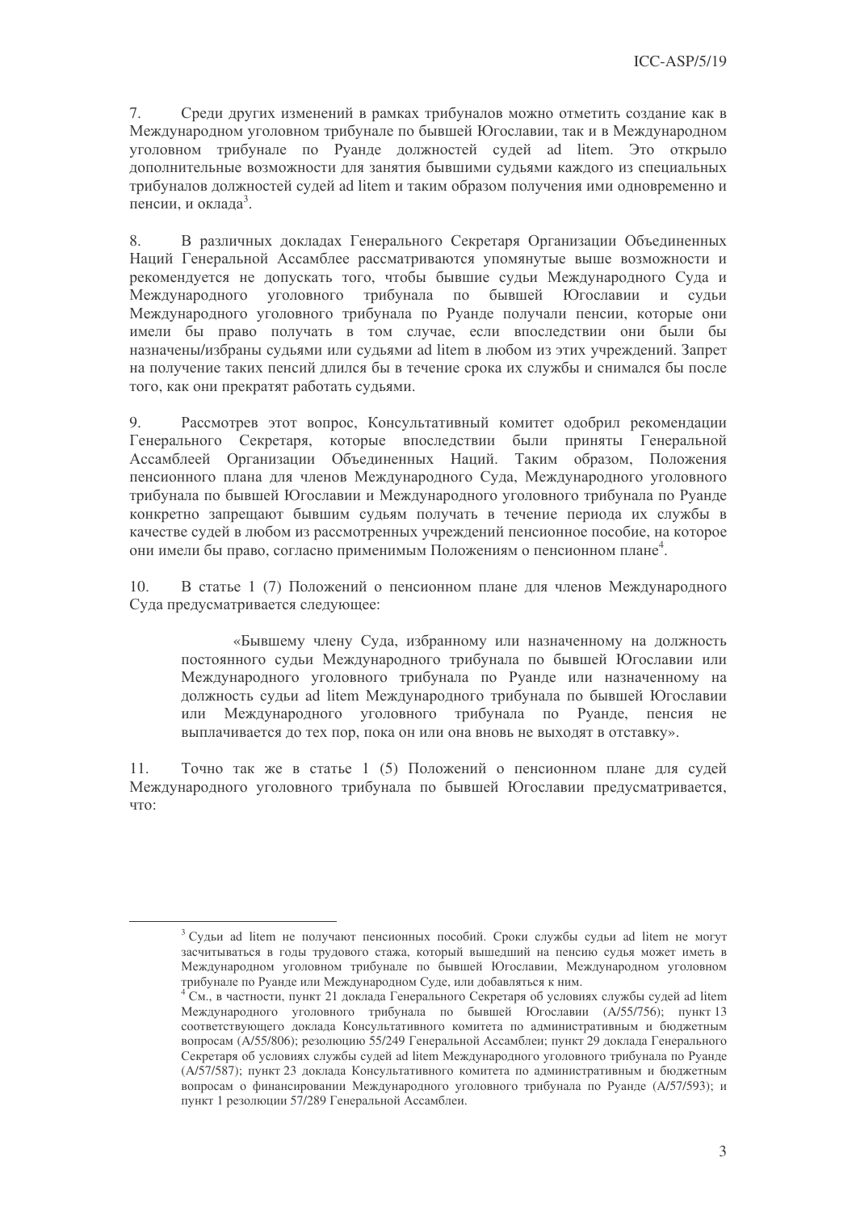7. Среди других изменений в рамках трибуналов можно отметить создание как в Международном уголовном трибунале по бывшей Югославии, так и в Международном уголовном трибунале по Руанде должностей судей ad litem. Это открыло дополнительные возможности для занятия бывшими судьями каждого из специальных трибуналов должностей судей ad litem и таким образом получения ими одновременно и пенсии, и оклада[3].

8. В различных докладах Генерального Секретаря Организации Объединенных Наций Генеральной Ассамблее рассматриваются упомянутые выше возможности и рекомендуется не допускать того, чтобы бывшие судьи Международного Суда и Международного уголовного трибунала по бывшей Югославии и судьи Международного уголовного трибунала по Руанде получали пенсии, которые они имели бы право получать в том случае, если впоследствии они были бы назначены/избраны судьями или судьями ad litem в любом из этих учреждений. Запрет на получение таких пенсий длился бы в течение срока их службы и снимался бы после того, как они прекратят работать судьями.

9. Рассмотрев этот вопрос, Консультативный комитет одобрил рекомендации Генерального Секретаря, которые впоследствии были приняты Генеральной Ассамблеей Организации Объединенных Наций. Таким образом, Положения пенсионного плана для членов Международного Суда, Международного уголовного трибунала по бывшей Югославии и Международного уголовного трибунала по Руанде конкретно запрещают бывшим судьям получать в течение периода их службы в качестве судей в любом из рассмотренных учреждений пенсионное пособие, на которое они имели бы право, согласно применимым Положениям о пенсионном плане[4].

10. В статье 1 (7) Положений о пенсионном плане для членов Международного Суда предусматривается следующее:

> «Бывшему члену Суда, избранному или назначенному на должность постоянного судьи Международного трибунала по бывшей Югославии или Международного уголовного трибунала по Руанде или назначенному на должность судьи ad litem Международного трибунала по бывшей Югославии или Международного уголовного трибунала по Руанде, пенсия не выплачивается до тех пор, пока он или она вновь не выходят в отставку».

11. Точно так же в статье 1 (5) Положений о пенсионном плане для судей Международного уголовного трибунала по бывшей Югославии предусматривается, что:

---

[3] Судьи ad litem не получают пенсионных пособий. Сроки службы судьи ad litem не могут засчитываться в годы трудового стажа, который вышедший на пенсию судья может иметь в Международном уголовном трибунале по бывшей Югославии, Международном уголовном трибунале по Руанде или Международном Суде, или добавляться к ним.

[4] См., в частности, пункт 21 доклада Генерального Секретаря об условиях службы судей ad litem Международного уголовного трибунала по бывшей Югославии (A/55/756); пункт 13 соответствующего доклада Консультативного комитета по административным и бюджетным вопросам (A/55/806); резолюцию 55/249 Генеральной Ассамблеи; пункт 29 доклада Генерального Секретаря об условиях службы судей ad litem Международного уголовного трибунала по Руанде (A/57/587); пункт 23 доклада Консультативного комитета по административным и бюджетным вопросам о финансировании Международного уголовного трибунала по Руанде (A/57/593); и пункт 1 резолюции 57/289 Генеральной Ассамблеи.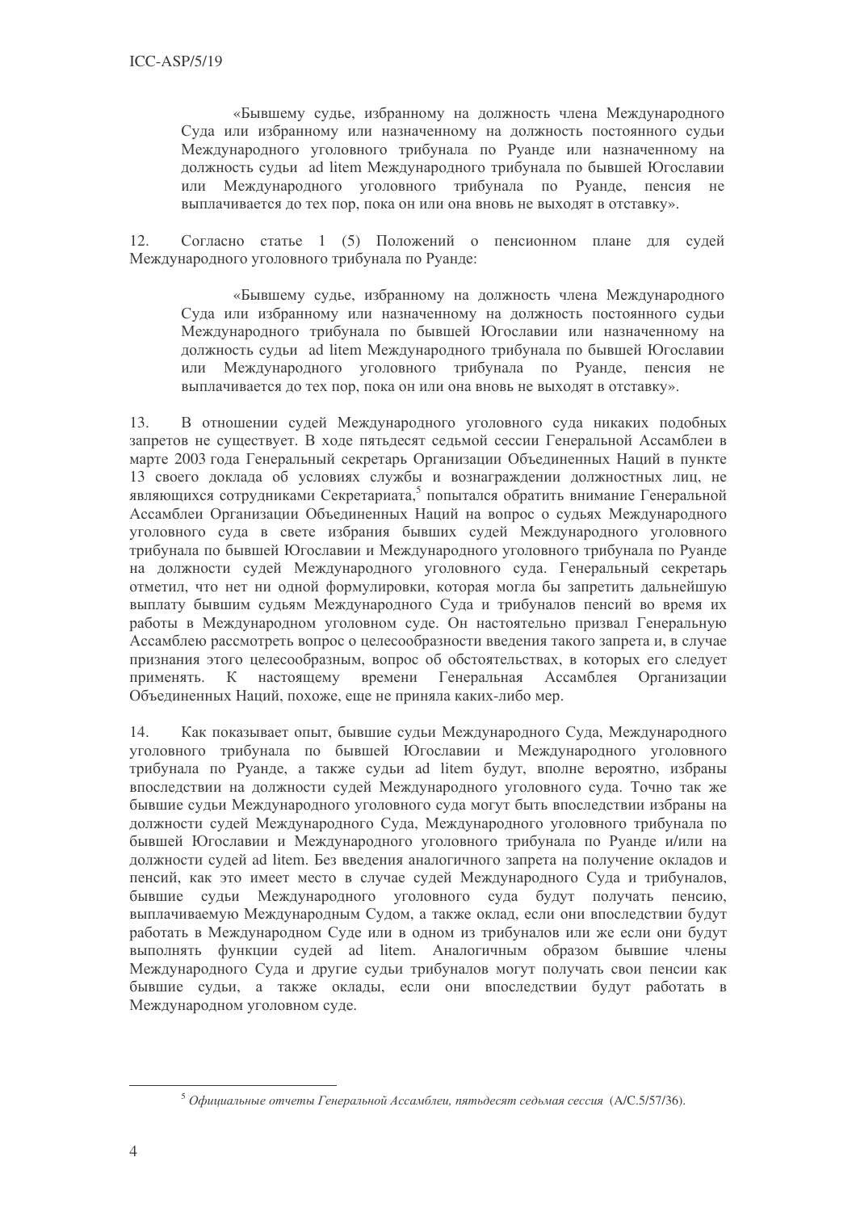> «Бывшему судье, избранному на должность члена Международного Суда или избранному или назначенному на должность постоянного судьи Международного уголовного трибунала по Руанде или назначенному на должность судьи ad litem Международного трибунала по бывшей Югославии или Международного уголовного трибунала по Руанде, пенсия не выплачивается до тех пор, пока он или она вновь не выходят в отставку».

12. Согласно статье 1 (5) Положений о пенсионном плане для судей Международного уголовного трибунала по Руанде:

> «Бывшему судье, избранному на должность члена Международного Суда или избранному или назначенному на должность постоянного судьи Международного трибунала по бывшей Югославии или назначенному на должность судьи ad litem Международного трибунала по бывшей Югославии или Международного уголовного трибунала по Руанде, пенсия не выплачивается до тех пор, пока он или она вновь не выходят в отставку».

13. В отношении судей Международного уголовного суда никаких подобных запретов не существует. В ходе пятьдесят седьмой сессии Генеральной Ассамблеи в марте 2003 года Генеральный секретарь Организации Объединенных Наций в пункте 13 своего доклада об условиях службы и вознаграждении должностных лиц, не являющихся сотрудниками Секретариата,[5] попытался обратить внимание Генеральной Ассамблеи Организации Объединенных Наций на вопрос о судьях Международного уголовного суда в свете избрания бывших судей Международного уголовного трибунала по бывшей Югославии и Международного уголовного трибунала по Руанде на должности судей Международного уголовного суда. Генеральный секретарь отметил, что нет ни одной формулировки, которая могла бы запретить дальнейшую выплату бывшим судьям Международного Суда и трибуналов пенсий во время их работы в Международном уголовном суде. Он настоятельно призвал Генеральную Ассамблею рассмотреть вопрос о целесообразности введения такого запрета и, в случае признания этого целесообразным, вопрос об обстоятельствах, в которых его следует применять. К настоящему времени Генеральная Ассамблея Организации Объединенных Наций, похоже, еще не приняла каких-либо мер.

14. Как показывает опыт, бывшие судьи Международного Суда, Международного уголовного трибунала по бывшей Югославии и Международного уголовного трибунала по Руанде, а также судьи ad litem будут, вполне вероятно, избраны впоследствии на должности судей Международного уголовного суда. Точно так же бывшие судьи Международного уголовного суда могут быть впоследствии избраны на должности судей Международного Суда, Международного уголовного трибунала по бывшей Югославии и Международного уголовного трибунала по Руанде и/или на должности судей ad litem. Без введения аналогичного запрета на получение окладов и пенсий, как это имеет место в случае судей Международного Суда и трибуналов, бывшие судьи Международного уголовного суда будут получать пенсию, выплачиваемую Международным Судом, а также оклад, если они впоследствии будут работать в Международном Суде или в одном из трибуналов или же если они будут выполнять функции судей ad litem. Аналогичным образом бывшие члены Международного Суда и другие судьи трибуналов могут получать свои пенсии как бывшие судьи, а также оклады, если они впоследствии будут работать в Международном уголовном суде.

---

[5] *Официальные отчеты Генеральной Ассамблеи, пятьдесят седьмая сессия* (A/C.5/57/36).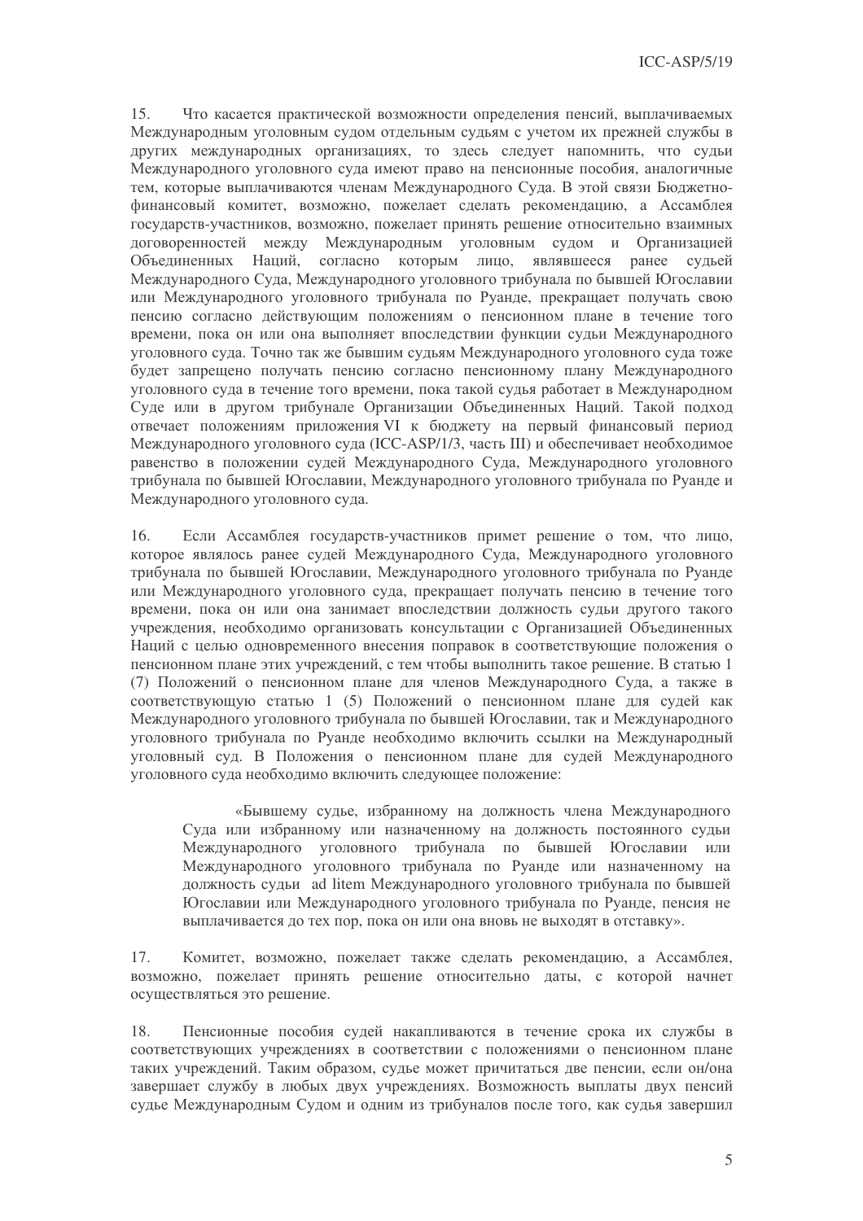15. Что касается практической возможности определения пенсий, выплачиваемых Международным уголовным судом отдельным судьям с учетом их прежней службы в других международных организациях, то здесь следует напомнить, что судьи Международного уголовного суда имеют право на пенсионные пособия, аналогичные тем, которые выплачиваются членам Международного Суда. В этой связи Бюджетно-финансовый комитет, возможно, пожелает сделать рекомендацию, а Ассамблея государств-участников, возможно, пожелает принять решение относительно взаимных договоренностей между Международным уголовным судом и Организацией Объединенных Наций, согласно которым лицо, являвшееся ранее судьей Международного Суда, Международного уголовного трибунала по бывшей Югославии или Международного уголовного трибунала по Руанде, прекращает получать свою пенсию согласно действующим положениям о пенсионном плане в течение того времени, пока он или она выполняет впоследствии функции судьи Международного уголовного суда. Точно так же бывшим судьям Международного уголовного суда тоже будет запрещено получать пенсию согласно пенсионному плану Международного уголовного суда в течение того времени, пока такой судья работает в Международном Суде или в другом трибунале Организации Объединенных Наций. Такой подход отвечает положениям приложения VI к бюджету на первый финансовый период Международного уголовного суда (ICC-ASP/1/3, часть III) и обеспечивает необходимое равенство в положении судей Международного Суда, Международного уголовного трибунала по бывшей Югославии, Международного уголовного трибунала по Руанде и Международного уголовного суда.

16. Если Ассамблея государств-участников примет решение о том, что лицо, которое являлось ранее судьей Международного Суда, Международного уголовного трибунала по бывшей Югославии, Международного уголовного трибунала по Руанде или Международного уголовного суда, прекращает получать пенсию в течение того времени, пока он или она занимает впоследствии должность судьи другого такого учреждения, необходимо организовать консультации с Организацией Объединенных Наций с целью одновременного внесения поправок в соответствующие положения о пенсионном плане этих учреждений, с тем чтобы выполнить такое решение. В статью 1 (7) Положений о пенсионном плане для членов Международного Суда, а также в соответствующую статью 1 (5) Положений о пенсионном плане для судей как Международного уголовного трибунала по бывшей Югославии, так и Международного уголовного трибунала по Руанде необходимо включить ссылки на Международный уголовный суд. В Положения о пенсионном плане для судей Международного уголовного суда необходимо включить следующее положение:

> «Бывшему судье, избранному на должность члена Международного Суда или избранному или назначенному на должность постоянного судьи Международного уголовного трибунала по бывшей Югославии или Международного уголовного трибунала по Руанде или назначенному на должность судьи ad litem Международного уголовного трибунала по бывшей Югославии или Международного уголовного трибунала по Руанде, пенсия не выплачивается до тех пор, пока он или она вновь не выходят в отставку».

17. Комитет, возможно, пожелает также сделать рекомендацию, а Ассамблея, возможно, пожелает принять решение относительно даты, с которой начнет осуществляться это решение.

18. Пенсионные пособия судей накапливаются в течение срока их службы в соответствующих учреждениях в соответствии с положениями о пенсионном плане таких учреждений. Таким образом, судье может причитаться две пенсии, если он/она завершает службу в любых двух учреждениях. Возможность выплаты двух пенсий судье Международным Судом и одним из трибуналов после того, как судья завершил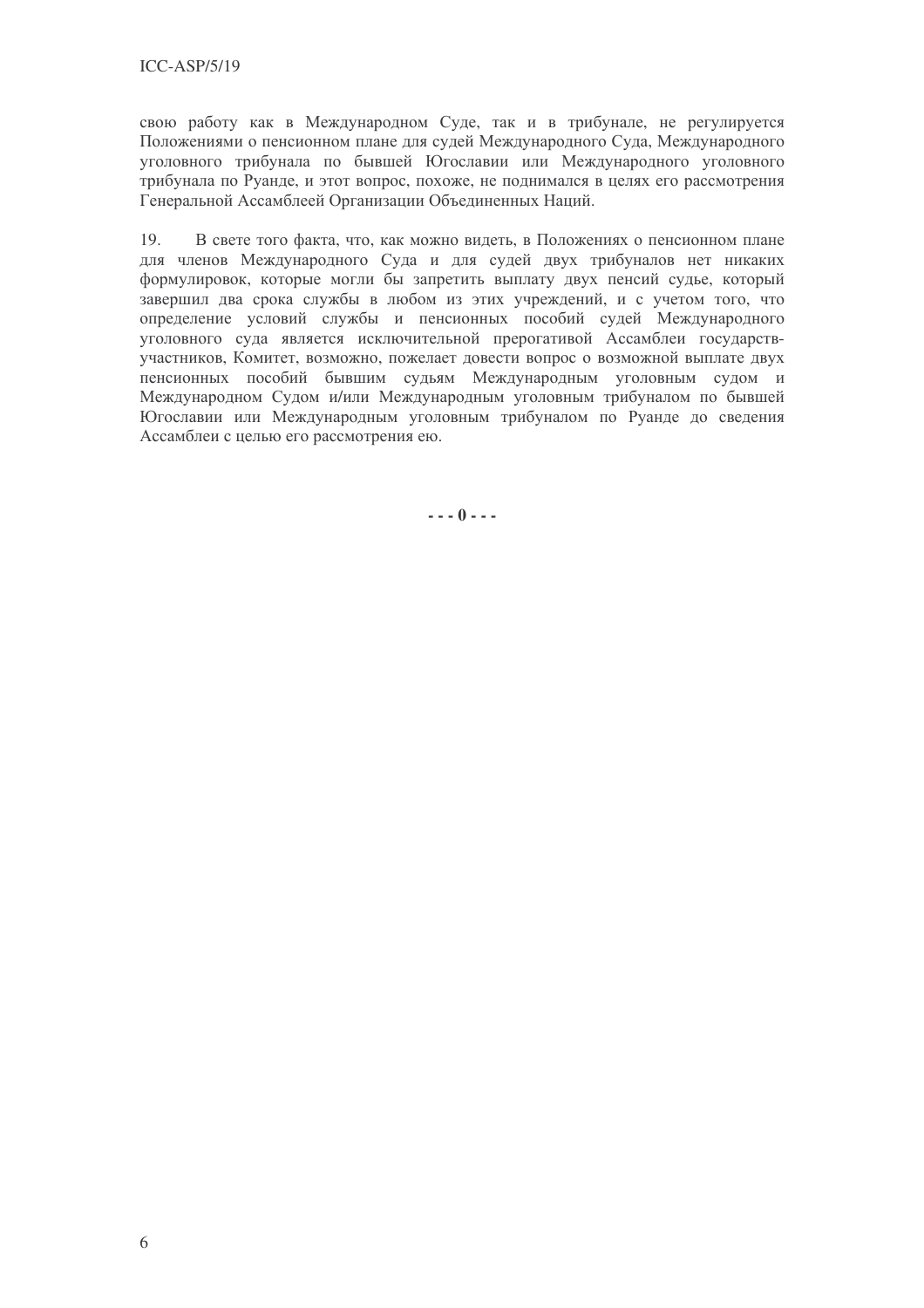свою работу как в Международном Суде, так и в трибунале, не регулируется Положениями о пенсионном плане для судей Международного Суда, Международного уголовного трибунала по бывшей Югославии или Международного уголовного трибунала по Руанде, и этот вопрос, похоже, не поднимался в целях его рассмотрения Генеральной Ассамблеей Организации Объединенных Наций.

19. В свете того факта, что, как можно видеть, в Положениях о пенсионном плане для членов Международного Суда и для судей двух трибуналов нет никаких формулировок, которые могли бы запретить выплату двух пенсий судье, который завершил два срока службы в любом из этих учреждений, и с учетом того, что определение условий службы и пенсионных пособий судей Международного уголовного суда является исключительной прерогативой Ассамблеи государств-участников, Комитет, возможно, пожелает довести вопрос о возможной выплате двух пенсионных пособий бывшим судьям Международным уголовным судом и Международном Судом и/или Международным уголовным трибуналом по бывшей Югославии или Международным уголовным трибуналом по Руанде до сведения Ассамблеи с целью его рассмотрения ею.

**- - - 0 - - -**